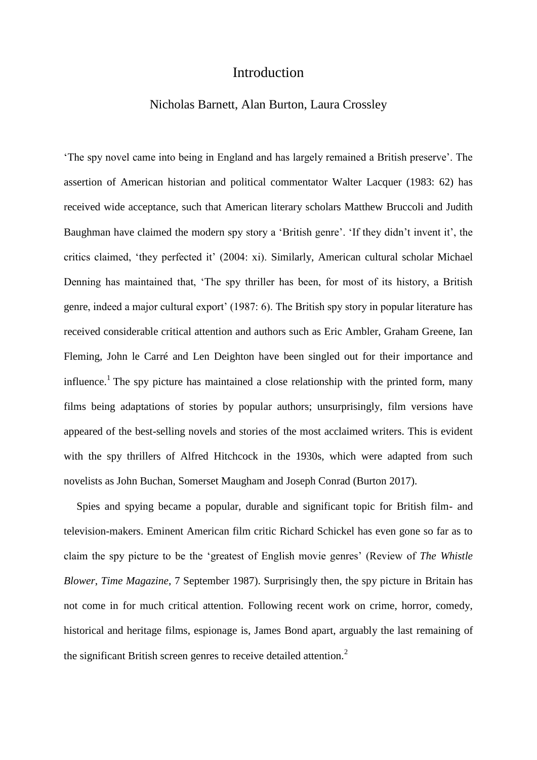# Introduction

Nicholas Barnett, Alan Burton, Laura Crossley

'The spy novel came into being in England and has largely remained a British preserve'. The assertion of American historian and political commentator Walter Lacquer (1983: 62) has received wide acceptance, such that American literary scholars Matthew Bruccoli and Judith Baughman have claimed the modern spy story a 'British genre'. 'If they didn't invent it', the critics claimed, 'they perfected it' (2004: xi). Similarly, American cultural scholar Michael Denning has maintained that, 'The spy thriller has been, for most of its history, a British genre, indeed a major cultural export' (1987: 6). The British spy story in popular literature has received considerable critical attention and authors such as Eric Ambler, Graham Greene, Ian Fleming, John le Carré and Len Deighton have been singled out for their importance and influence.[1] The spy picture has maintained a close relationship with the printed form, many films being adaptations of stories by popular authors; unsurprisingly, film versions have appeared of the best-selling novels and stories of the most acclaimed writers. This is evident with the spy thrillers of Alfred Hitchcock in the 1930s, which were adapted from such novelists as John Buchan, Somerset Maugham and Joseph Conrad (Burton 2017).

Spies and spying became a popular, durable and significant topic for British film- and television-makers. Eminent American film critic Richard Schickel has even gone so far as to claim the spy picture to be the 'greatest of English movie genres' (Review of *The Whistle Blower*, *Time Magazine*, 7 September 1987). Surprisingly then, the spy picture in Britain has not come in for much critical attention. Following recent work on crime, horror, comedy, historical and heritage films, espionage is, James Bond apart, arguably the last remaining of the significant British screen genres to receive detailed attention.[2]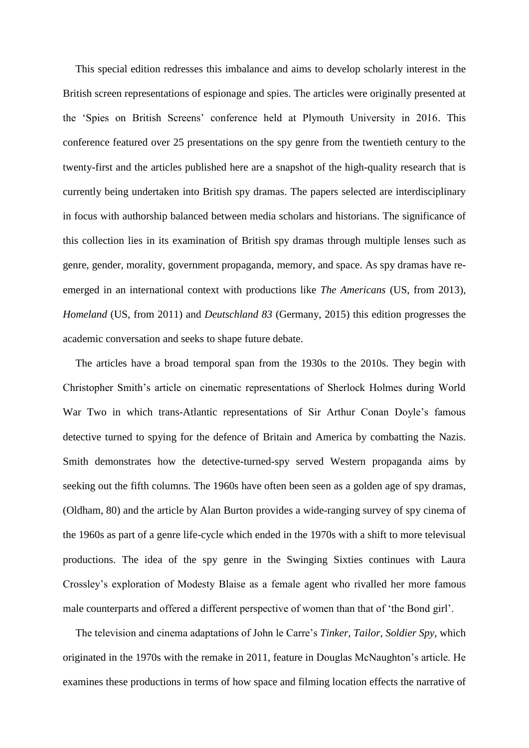This special edition redresses this imbalance and aims to develop scholarly interest in the British screen representations of espionage and spies. The articles were originally presented at the 'Spies on British Screens' conference held at Plymouth University in 2016. This conference featured over 25 presentations on the spy genre from the twentieth century to the twenty-first and the articles published here are a snapshot of the high-quality research that is currently being undertaken into British spy dramas. The papers selected are interdisciplinary in focus with authorship balanced between media scholars and historians. The significance of this collection lies in its examination of British spy dramas through multiple lenses such as genre, gender, morality, government propaganda, memory, and space. As spy dramas have re-emerged in an international context with productions like *The Americans* (US, from 2013), *Homeland* (US, from 2011) and *Deutschland 83* (Germany, 2015) this edition progresses the academic conversation and seeks to shape future debate.

The articles have a broad temporal span from the 1930s to the 2010s. They begin with Christopher Smith's article on cinematic representations of Sherlock Holmes during World War Two in which trans-Atlantic representations of Sir Arthur Conan Doyle's famous detective turned to spying for the defence of Britain and America by combatting the Nazis. Smith demonstrates how the detective-turned-spy served Western propaganda aims by seeking out the fifth columns. The 1960s have often been seen as a golden age of spy dramas, (Oldham, 80) and the article by Alan Burton provides a wide-ranging survey of spy cinema of the 1960s as part of a genre life-cycle which ended in the 1970s with a shift to more televisual productions. The idea of the spy genre in the Swinging Sixties continues with Laura Crossley's exploration of Modesty Blaise as a female agent who rivalled her more famous male counterparts and offered a different perspective of women than that of 'the Bond girl'.

The television and cinema adaptations of John le Carre's *Tinker, Tailor, Soldier Spy*, which originated in the 1970s with the remake in 2011, feature in Douglas McNaughton's article. He examines these productions in terms of how space and filming location effects the narrative of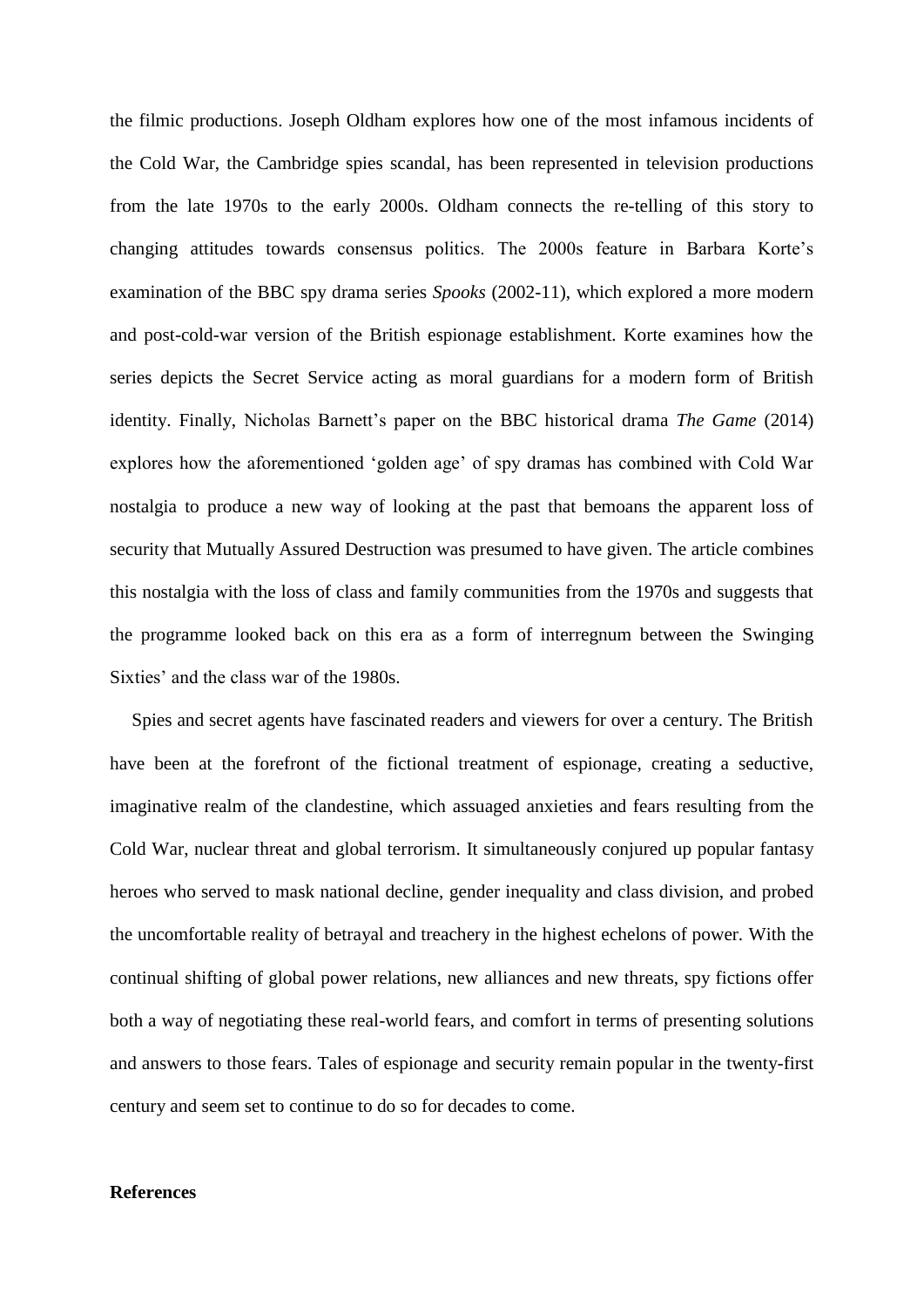the filmic productions. Joseph Oldham explores how one of the most infamous incidents of the Cold War, the Cambridge spies scandal, has been represented in television productions from the late 1970s to the early 2000s. Oldham connects the re-telling of this story to changing attitudes towards consensus politics. The 2000s feature in Barbara Korte's examination of the BBC spy drama series *Spooks* (2002-11), which explored a more modern and post-cold-war version of the British espionage establishment. Korte examines how the series depicts the Secret Service acting as moral guardians for a modern form of British identity. Finally, Nicholas Barnett's paper on the BBC historical drama *The Game* (2014) explores how the aforementioned 'golden age' of spy dramas has combined with Cold War nostalgia to produce a new way of looking at the past that bemoans the apparent loss of security that Mutually Assured Destruction was presumed to have given. The article combines this nostalgia with the loss of class and family communities from the 1970s and suggests that the programme looked back on this era as a form of interregnum between the Swinging Sixties' and the class war of the 1980s.

Spies and secret agents have fascinated readers and viewers for over a century. The British have been at the forefront of the fictional treatment of espionage, creating a seductive, imaginative realm of the clandestine, which assuaged anxieties and fears resulting from the Cold War, nuclear threat and global terrorism. It simultaneously conjured up popular fantasy heroes who served to mask national decline, gender inequality and class division, and probed the uncomfortable reality of betrayal and treachery in the highest echelons of power. With the continual shifting of global power relations, new alliances and new threats, spy fictions offer both a way of negotiating these real-world fears, and comfort in terms of presenting solutions and answers to those fears. Tales of espionage and security remain popular in the twenty-first century and seem set to continue to do so for decades to come.

**References**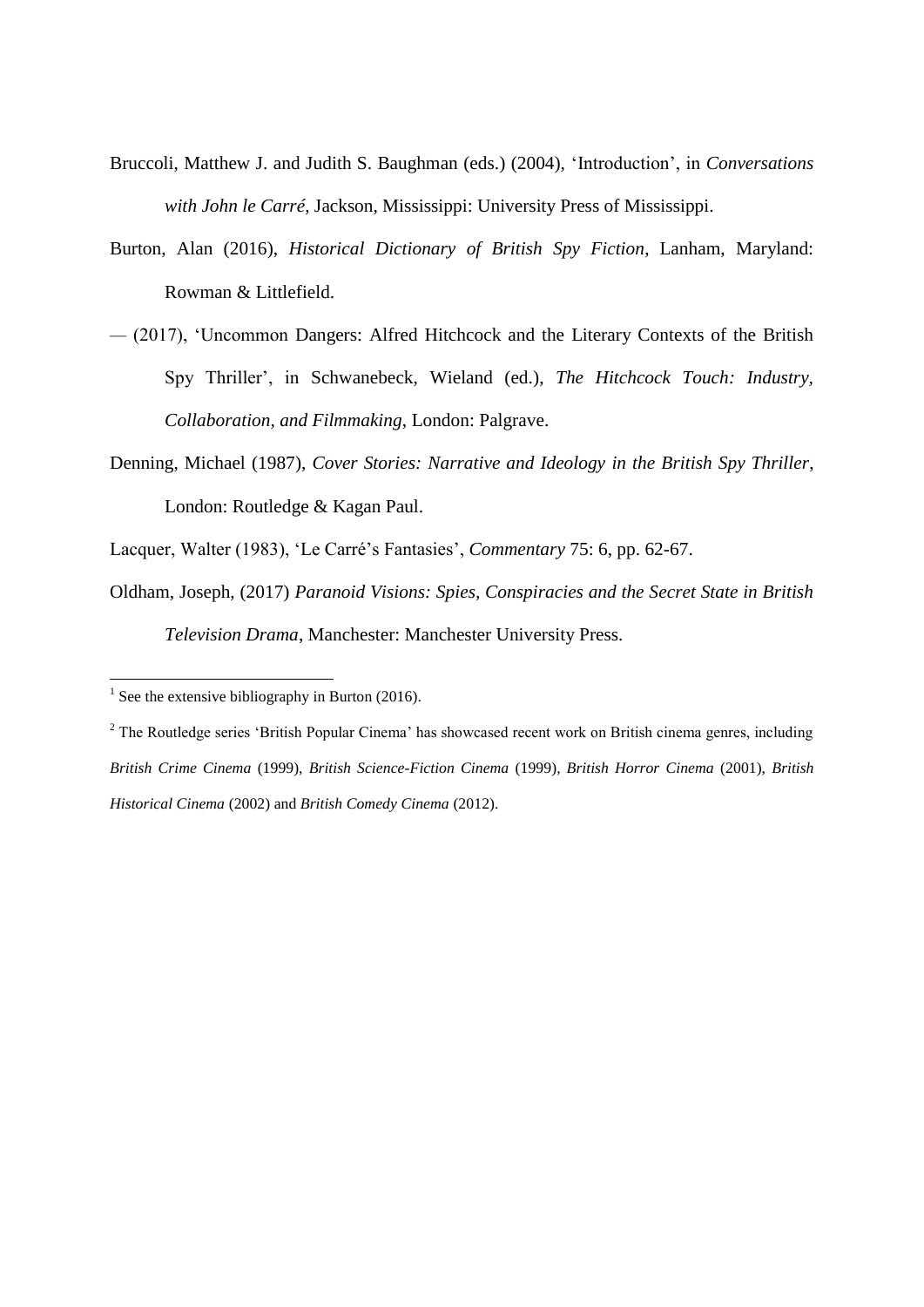Bruccoli, Matthew J. and Judith S. Baughman (eds.) (2004), 'Introduction', in *Conversations with John le Carré*, Jackson, Mississippi: University Press of Mississippi.

Burton, Alan (2016), *Historical Dictionary of British Spy Fiction*, Lanham, Maryland: Rowman & Littlefield.

— (2017), 'Uncommon Dangers: Alfred Hitchcock and the Literary Contexts of the British Spy Thriller', in Schwanebeck, Wieland (ed.), *The Hitchcock Touch: Industry, Collaboration, and Filmmaking*, London: Palgrave.

Denning, Michael (1987), *Cover Stories: Narrative and Ideology in the British Spy Thriller*, London: Routledge & Kagan Paul.

Lacquer, Walter (1983), 'Le Carré's Fantasies', *Commentary* 75: 6, pp. 62-67.

Oldham, Joseph, (2017) *Paranoid Visions: Spies, Conspiracies and the Secret State in British Television Drama*, Manchester: Manchester University Press.

---

[1] See the extensive bibliography in Burton (2016).

[2] The Routledge series 'British Popular Cinema' has showcased recent work on British cinema genres, including *British Crime Cinema* (1999), *British Science-Fiction Cinema* (1999), *British Horror Cinema* (2001), *British Historical Cinema* (2002) and *British Comedy Cinema* (2012).